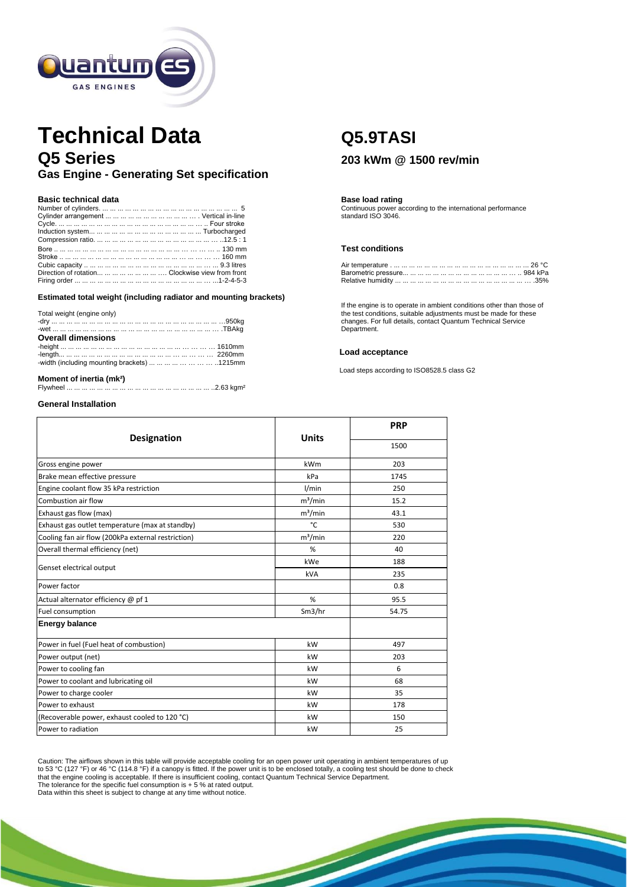# Technical Data

## Q5 Series

### Gas Engine - Generating Set specification

# Q5.9TASI

### 203 kWm @ 1500 rev/min

**Basic technical data**

Number of cylinders. ... 5
Cylinder arrangement ... Vertical in-line
Cycle. ... Four stroke
Induction system... Turbocharged
Compression ratio. ... 12.5 : 1
Bore ... 130 mm
Stroke ... 160 mm
Cubic capacity ... 9.3 litres
Direction of rotation... Clockwise view from front
Firing order ... 1-2-4-5-3

**Estimated total weight (including radiator and mounting brackets)**

Total weight (engine only)
-dry ... 950kg
-wet ... TBAkg

**Overall dimensions**

-height ... 1610mm
-length... 2260mm
-width (including mounting brackets) ... 1215mm

**Moment of inertia (mk²)**

Flywheel ... 2.63 kgm²

**Base load rating**

Continuous power according to the international performance standard ISO 3046.

**Test conditions**

Air temperature ... 26 °C
Barometric pressure... 984 kPa
Relative humidity ... 35%

If the engine is to operate in ambient conditions other than those of the test conditions, suitable adjustments must be made for these changes. For full details, contact Quantum Technical Service Department.

**Load acceptance**

Load steps according to ISO8528.5 class G2

**General Installation**

| Designation | Units | PRP |
|---|---|---|
| | | 1500 |
| Gross engine power | kWm | 203 |
| Brake mean effective pressure | kPa | 1745 |
| Engine coolant flow 35 kPa restriction | l/min | 250 |
| Combustion air flow | m³/min | 15.2 |
| Exhaust gas flow (max) | m³/min | 43.1 |
| Exhaust gas outlet temperature (max at standby) | °C | 530 |
| Cooling fan air flow (200kPa external restriction) | m³/min | 220 |
| Overall thermal efficiency (net) | % | 40 |
| Genset electrical output | kWe | 188 |
| | kVA | 235 |
| Power factor | | 0.8 |
| Actual alternator efficiency @ pf 1 | % | 95.5 |
| Fuel consumption | Sm3/hr | 54.75 |
| **Energy balance** | | |
| Power in fuel (Fuel heat of combustion) | kW | 497 |
| Power output (net) | kW | 203 |
| Power to cooling fan | kW | 6 |
| Power to coolant and lubricating oil | kW | 68 |
| Power to charge cooler | kW | 35 |
| Power to exhaust | kW | 178 |
| (Recoverable power, exhaust cooled to 120 °C) | kW | 150 |
| Power to radiation | kW | 25 |

Caution: The airflows shown in this table will provide acceptable cooling for an open power unit operating in ambient temperatures of up to 53 °C (127 °F) or 46 °C (114.8 °F) if a canopy is fitted. If the power unit is to be enclosed totally, a cooling test should be done to check that the engine cooling is acceptable. If there is insufficient cooling, contact Quantum Technical Service Department.
The tolerance for the specific fuel consumption is + 5 % at rated output.
Data within this sheet is subject to change at any time without notice.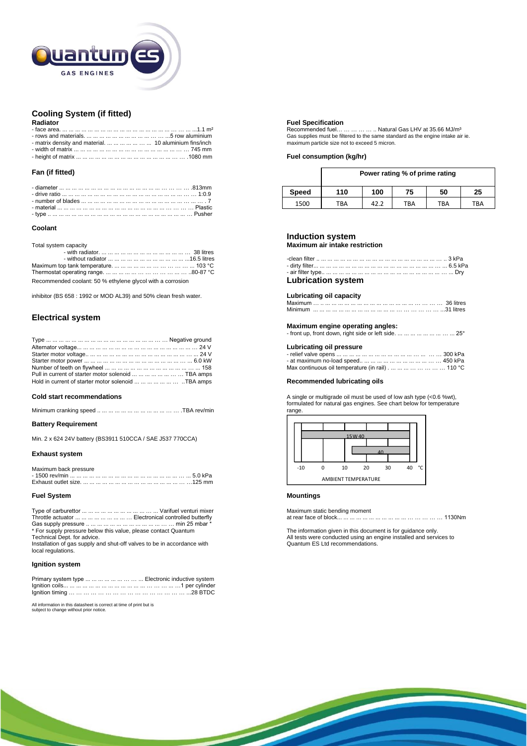## Cooling System (if fitted)

### Radiator

- face area. ... ... ... ... ... ... ... ... ... ... ... ... ... ... ... ... ... ... ...1.1 m²
- rows and materials. ... ... ... ... ... ... ... ... ... ... ... ... ...5 row aluminium
- matrix density and material. ... ... ... ... ... ... 10 aluminium fins/inch
- width of matrix ... ... ... ... ... ... ... ... ... ... ... ... ... ... ... ... ... 745 mm
- height of matrix ... ... ... ... ... ... ... ... ... ... ... ... ... ... ... ... .1080 mm

### Fan (if fitted)

- diameter ... ... ... ... ... ... ... ... ... ... ... ... ... ... ... ... ... ... ... .813mm
- drive ratio ... ... ... ... ... ... ... ... ... ... ... ... ... ... ... ... ... ... ... 1:0.9
- number of blades ... ... ... ... ... ... ... ... ... ... ... ... ... ... ... ... ... . 7
- material ... ... ... ... ... ... ... ... ... ... ... ... ... ... ... ... ... ... ... Plastic
- type .. ... ... ... ... ... ... ... ... ... ... ... ... ... ... ... ... ... ... ... ... Pusher

### Coolant

Total system capacity
- with radiator. ... ... ... ... ... ... ... ... ... ... ... ... ... ... 38 litres
- without radiator ... ... ... ... ... ... ... ... ... ... ... ... ...16.5 litres

Maximum top tank temperature. ... ... ... ... ... ... ... ... ... ... 103 °C
Thermostat operating range. ... ... ... ... ... ... ... ... ... ... ..80-87 °C

Recommended coolant: 50 % ethylene glycol with a corrosion

inhibitor (BS 658 : 1992 or MOD AL39) and 50% clean fresh water.

## Electrical system

Type ... ... ... ... ... ... ... ... ... ... ... ... ... ... ... Negative ground
Alternator voltage... ... ... ... ... ... ... ... ... ... ... ... ... ... ... ... ... 24 V
Starter motor voltage.. ... ... ... ... ... ... ... ... ... ... ... ... ... ... ... 24 V
Starter motor power ... ... ... ... ... ... ... ... ... ... ... ... ... ... ... 6.0 kW
Number of teeth on flywheel ... ... ... ... ... ... ... ... ... ... ... ... ... 158
Pull in current of starter motor solenoid ... ... ... ... ... ... ... TBA amps
Hold in current of starter motor solenoid ... ... ... ... ... ... ..TBA amps

### Cold start recommendations

Minimum cranking speed .. ... ... ... ... ... ... ... ... ... ... .TBA rev/min

### Battery Requirement

Min. 2 x 624 24V battery (BS3911 510CCA / SAE J537 770CCA)

### Exhaust system

Maximum back pressure
- 1500 rev/min ... ... ... ... ... ... ... ... ... ... ... ... ... ... ... ... ... 5.0 kPa

Exhaust outlet size. ... ... ... ... ... ... ... ... ... ... ... ... ... ... ... …125 mm

### Fuel System

Type of carburettor ... ... ... ... ... ... ... ... ... ... Varifuel venturi mixer
Throttle actuator ... ... ... ... ... ... ... ... Electronical controlled butterfly
Gas supply pressure .. ... ... ... ... ... ... ... ... ... ... ... min 25 mbar *
* For supply pressure below this value, please contact Quantum Technical Dept. for advice.
Installation of gas supply and shut-off valves to be in accordance with local regulations.

### Ignition system

Primary system type ... ... ... ... ... ... ... ... Electronic inductive system
Ignition coils... ... ... ... ... ... ... ... ... ... ... ... ... ... ... ...1 per cylinder
Ignition timing … … … … … … … … … … … … … … ...28 BTDC

All information in this datasheet is correct at time of print but is subject to change without prior notice.

### Fuel Specification

Recommended fuel… … … … .. Natural Gas LHV at 35.66 MJ/m³
Gas supplies must be filtered to the same standard as the engine intake air ie. maximum particle size not to exceed 5 micron.

### Fuel consumption (kg/hr)

| | Power rating % of prime rating | | | | |
|---|---|---|---|---|---|
| **Speed** | **110** | **100** | **75** | **50** | **25** |
| 1500 | TBA | 42.2 | TBA | TBA | TBA |

## Induction system

### Maximum air intake restriction

-clean filter .. ... ... ... ... ... ... ... ... ... ... ... ... ... ... ... ... ... ... .. 3 kPa
- dirty filter... ... ... ... ... ... ... ... ... ... ... ... ... ... ... ... ... ... ... 6.5 kPa
- air filter type.. ... ... ... ... ... ... ... ... ... ... ... ... ... ... ... ... ... ... Dry

## Lubrication system

### Lubricating oil capacity

Maximum … .. ... ... ... ... ... ... ... ... ... ... ... ... ... … … … 36 litres
Minimum ... ... ... ... ... ... ... ... ... ... ... ... … … … … … ...31 litres

### Maximum engine operating angles:

- front up, front down, right side or left side. ... ... ... ... ... ... ... ... 25°

### Lubricating oil pressure

- relief valve opens ... ... ... ... ... ... ... ... ... ... ... ... ... … … 300 kPa
- at maximum no-load speed.. ... ... ... ... ... ... ... ... ... ... … 450 kPa

Max continuous oil temperature (in rail) . ... ... ... … … … … 110 °C

### Recommended lubricating oils

A single or multigrade oil must be used of low ash type (<0.6 %wt), formulated for natural gas engines. See chart below for temperature range.

| Oil grade | Ambient temperature range (°C) |
|---|---|
| 15W40 | -10 to 40 |
| 40 | 10 to 40 |

### Mountings

Maximum static bending moment
at rear face of block... ... ... ... ... ... ... ... ... ... ... … … … 1130Nm

The information given in this document is for guidance only.
All tests were conducted using an engine installed and services to Quantum ES Ltd recommendations.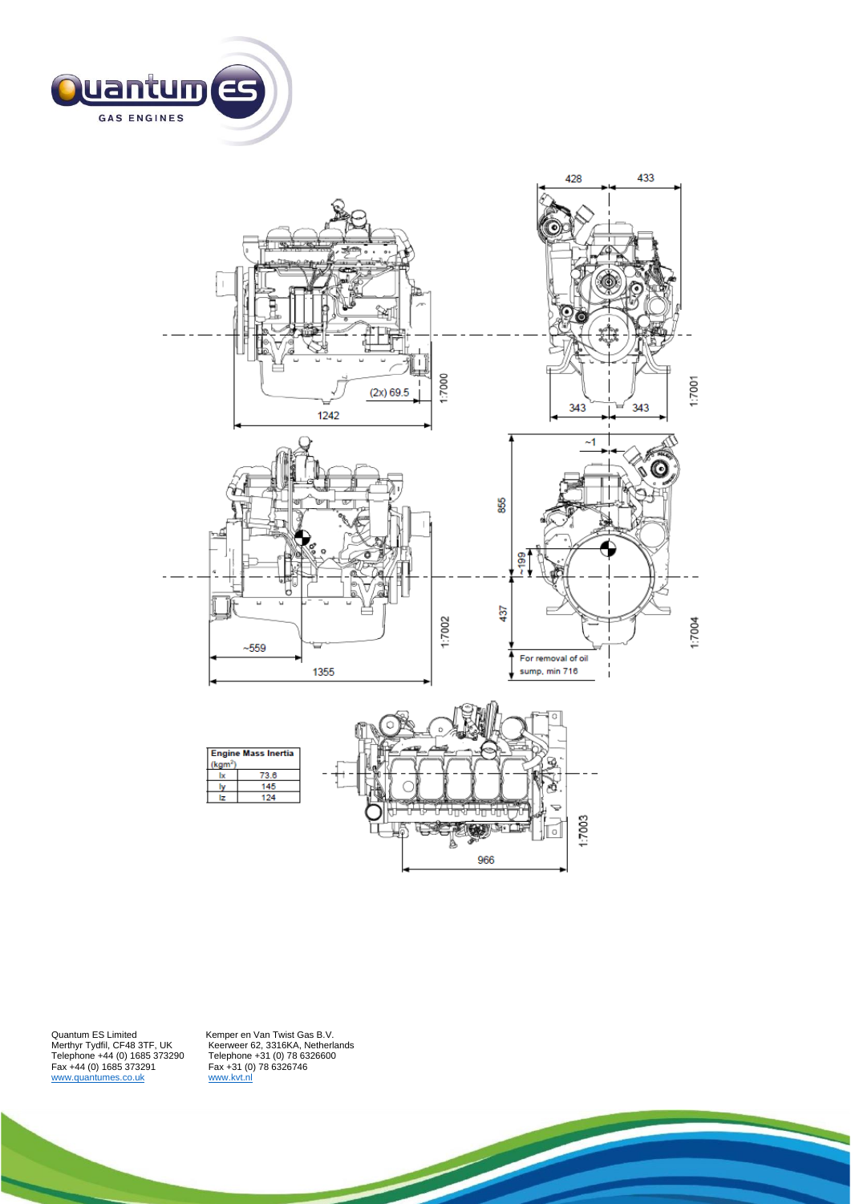428
433
(2x) 69.5
1:7000
1242
343
343
1:7001
~1
855
~199
437
1:7002
~559
1355
For removal of oil sump, min 716
1:7004
966
1:7003

| Engine Mass Inertia ($kgm^2$) | |
|---|---|
| Ix | 73.6 |
| Iy | 145 |
| Iz | 124 |

Quantum ES Limited
Merthyr Tydfil, CF48 3TF, UK
Telephone +44 (0) 1685 373290
Fax +44 (0) 1685 373291
www.quantumes.co.uk

Kemper en Van Twist Gas B.V.
Keerweer 62, 3316KA, Netherlands
Telephone +31 (0) 78 6326600
Fax +31 (0) 78 6326746
www.kvt.nl